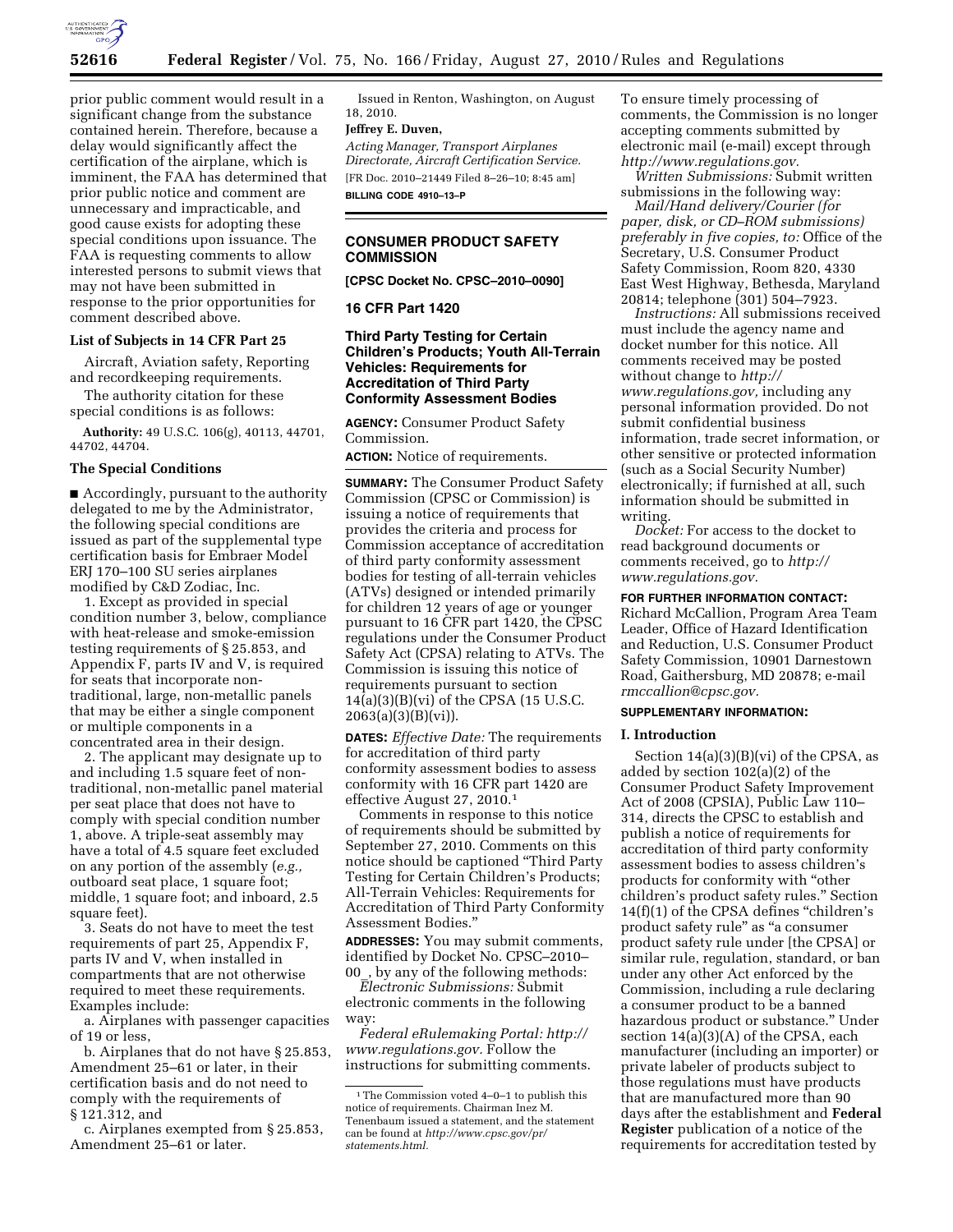prior public comment would result in a significant change from the substance contained herein. Therefore, because a delay would significantly affect the certification of the airplane, which is imminent, the FAA has determined that prior public notice and comment are unnecessary and impracticable, and good cause exists for adopting these special conditions upon issuance. The FAA is requesting comments to allow interested persons to submit views that may not have been submitted in response to the prior opportunities for comment described above.

### List of Subjects in 14 CFR Part 25

Aircraft, Aviation safety, Reporting and recordkeeping requirements.

The authority citation for these special conditions is as follows:

**Authority:** 49 U.S.C. 106(g), 40113, 44701, 44702, 44704.

### The Special Conditions

■ Accordingly, pursuant to the authority delegated to me by the Administrator, the following special conditions are issued as part of the supplemental type certification basis for Embraer Model ERJ 170–100 SU series airplanes modified by C&D Zodiac, Inc.

1. Except as provided in special condition number 3, below, compliance with heat-release and smoke-emission testing requirements of § 25.853, and Appendix F, parts IV and V, is required for seats that incorporate non-traditional, large, non-metallic panels that may be either a single component or multiple components in a concentrated area in their design.

2. The applicant may designate up to and including 1.5 square feet of non-traditional, non-metallic panel material per seat place that does not have to comply with special condition number 1, above. A triple-seat assembly may have a total of 4.5 square feet excluded on any portion of the assembly (*e.g.,* outboard seat place, 1 square foot; middle, 1 square foot; and inboard, 2.5 square feet).

3. Seats do not have to meet the test requirements of part 25, Appendix F, parts IV and V, when installed in compartments that are not otherwise required to meet these requirements. Examples include:

a. Airplanes with passenger capacities of 19 or less,

b. Airplanes that do not have § 25.853, Amendment 25–61 or later, in their certification basis and do not need to comply with the requirements of § 121.312, and

c. Airplanes exempted from § 25.853, Amendment 25–61 or later.

Issued in Renton, Washington, on August 18, 2010.

**Jeffrey E. Duven,**

*Acting Manager, Transport Airplanes Directorate, Aircraft Certification Service.*

[FR Doc. 2010–21449 Filed 8–26–10; 8:45 am]

**BILLING CODE 4910–13–P**

---

## CONSUMER PRODUCT SAFETY COMMISSION

**[CPSC Docket No. CPSC–2010–0090]**

## 16 CFR Part 1420

## Third Party Testing for Certain Children's Products; Youth All-Terrain Vehicles: Requirements for Accreditation of Third Party Conformity Assessment Bodies

**AGENCY:** Consumer Product Safety Commission.

**ACTION:** Notice of requirements.

**SUMMARY:** The Consumer Product Safety Commission (CPSC or Commission) is issuing a notice of requirements that provides the criteria and process for Commission acceptance of accreditation of third party conformity assessment bodies for testing of all-terrain vehicles (ATVs) designed or intended primarily for children 12 years of age or younger pursuant to 16 CFR part 1420, the CPSC regulations under the Consumer Product Safety Act (CPSA) relating to ATVs. The Commission is issuing this notice of requirements pursuant to section 14(a)(3)(B)(vi) of the CPSA (15 U.S.C. 2063(a)(3)(B)(vi)).

**DATES:** *Effective Date:* The requirements for accreditation of third party conformity assessment bodies to assess conformity with 16 CFR part 1420 are effective August 27, 2010.[1]

Comments in response to this notice of requirements should be submitted by September 27, 2010. Comments on this notice should be captioned "Third Party Testing for Certain Children's Products; All-Terrain Vehicles: Requirements for Accreditation of Third Party Conformity Assessment Bodies."

**ADDRESSES:** You may submit comments, identified by Docket No. CPSC–2010–00_, by any of the following methods:

*Electronic Submissions:* Submit electronic comments in the following way:

*Federal eRulemaking Portal: http://www.regulations.gov.* Follow the instructions for submitting comments. To ensure timely processing of comments, the Commission is no longer accepting comments submitted by electronic mail (e-mail) except through *http://www.regulations.gov.*

*Written Submissions:* Submit written submissions in the following way:

*Mail/Hand delivery/Courier (for paper, disk, or CD–ROM submissions) preferably in five copies, to:* Office of the Secretary, U.S. Consumer Product Safety Commission, Room 820, 4330 East West Highway, Bethesda, Maryland 20814; telephone (301) 504–7923.

*Instructions:* All submissions received must include the agency name and docket number for this notice. All comments received may be posted without change to *http://www.regulations.gov,* including any personal information provided. Do not submit confidential business information, trade secret information, or other sensitive or protected information (such as a Social Security Number) electronically; if furnished at all, such information should be submitted in writing.

*Docket:* For access to the docket to read background documents or comments received, go to *http://www.regulations.gov.*

**FOR FURTHER INFORMATION CONTACT:** Richard McCallion, Program Area Team Leader, Office of Hazard Identification and Reduction, U.S. Consumer Product Safety Commission, 10901 Darnestown Road, Gaithersburg, MD 20878; e-mail *rmccallion@cpsc.gov.*

**SUPPLEMENTARY INFORMATION:**

### I. Introduction

Section 14(a)(3)(B)(vi) of the CPSA, as added by section 102(a)(2) of the Consumer Product Safety Improvement Act of 2008 (CPSIA), Public Law 110–314, directs the CPSC to establish and publish a notice of requirements for accreditation of third party conformity assessment bodies to assess children's products for conformity with "other children's product safety rules." Section 14(f)(1) of the CPSA defines "children's product safety rule" as "a consumer product safety rule under [the CPSA] or similar rule, regulation, standard, or ban under any other Act enforced by the Commission, including a rule declaring a consumer product to be a banned hazardous product or substance." Under section 14(a)(3)(A) of the CPSA, each manufacturer (including an importer) or private labeler of products subject to those regulations must have products that are manufactured more than 90 days after the establishment and **Federal Register** publication of a notice of the requirements for accreditation tested by

---

[1] The Commission voted 4–0–1 to publish this notice of requirements. Chairman Inez M. Tenenbaum issued a statement, and the statement can be found at *http://www.cpsc.gov/pr/statements.html.*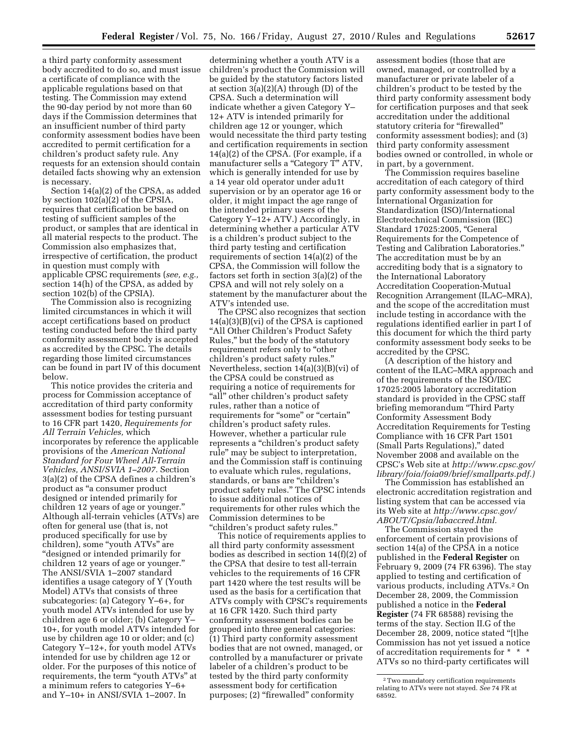a third party conformity assessment body accredited to do so, and must issue a certificate of compliance with the applicable regulations based on that testing. The Commission may extend the 90-day period by not more than 60 days if the Commission determines that an insufficient number of third party conformity assessment bodies have been accredited to permit certification for a children's product safety rule. Any requests for an extension should contain detailed facts showing why an extension is necessary.

Section 14(a)(2) of the CPSA, as added by section 102(a)(2) of the CPSIA, requires that certification be based on testing of sufficient samples of the product, or samples that are identical in all material respects to the product. The Commission also emphasizes that, irrespective of certification, the product in question must comply with applicable CPSC requirements (*see, e.g.,* section 14(h) of the CPSA, as added by section 102(b) of the CPSIA).

The Commission also is recognizing limited circumstances in which it will accept certifications based on product testing conducted before the third party conformity assessment body is accepted as accredited by the CPSC. The details regarding those limited circumstances can be found in part IV of this document below.

This notice provides the criteria and process for Commission acceptance of accreditation of third party conformity assessment bodies for testing pursuant to 16 CFR part 1420, *Requirements for All Terrain Vehicles,* which incorporates by reference the applicable provisions of the *American National Standard for Four Wheel All-Terrain Vehicles, ANSI/SVIA 1–2007.* Section 3(a)(2) of the CPSA defines a children's product as "a consumer product designed or intended primarily for children 12 years of age or younger." Although all-terrain vehicles (ATVs) are often for general use (that is, not produced specifically for use by children), some "youth ATVs" are "designed or intended primarily for children 12 years of age or younger." The ANSI/SVIA 1–2007 standard identifies a usage category of Y (Youth Model) ATVs that consists of three subcategories: (a) Category Y–6+, for youth model ATVs intended for use by children age 6 or older; (b) Category Y–10+, for youth model ATVs intended for use by children age 10 or older; and (c) Category Y–12+, for youth model ATVs intended for use by children age 12 or older. For the purposes of this notice of requirements, the term "youth ATVs" at a minimum refers to categories Y–6+ and Y–10+ in ANSI/SVIA 1–2007. In determining whether a youth ATV is a children's product the Commission will be guided by the statutory factors listed at section 3(a)(2)(A) through (D) of the CPSA. Such a determination will indicate whether a given Category Y–12+ ATV is intended primarily for children age 12 or younger, which would necessitate the third party testing and certification requirements in section 14(a)(2) of the CPSA. (For example, if a manufacturer sells a "Category T" ATV, which is generally intended for use by a 14 year old operator under adu1t supervision or by an operator age 16 or older, it might impact the age range of the intended primary users of the Category Y–12+ ATV.) Accordingly, in determining whether a particular ATV is a children's product subject to the third party testing and certification requirements of section 14(a)(2) of the CPSA, the Commission will follow the factors set forth in section 3(a)(2) of the CPSA and will not rely solely on a statement by the manufacturer about the ATV's intended use.

The CPSC also recognizes that section 14(a)(3)(B)(vi) of the CPSA is captioned "All Other Children's Product Safety Rules," but the body of the statutory requirement refers only to "other children's product safety rules." Nevertheless, section 14(a)(3)(B)(vi) of the CPSA could be construed as requiring a notice of requirements for "all" other children's product safety rules, rather than a notice of requirements for "some" or "certain" children's product safety rules. However, whether a particular rule represents a "children's product safety rule" may be subject to interpretation, and the Commission staff is continuing to evaluate which rules, regulations, standards, or bans are "children's product safety rules." The CPSC intends to issue additional notices of requirements for other rules which the Commission determines to be "children's product safety rules."

This notice of requirements applies to all third party conformity assessment bodies as described in section 14(f)(2) of the CPSA that desire to test all-terrain vehicles to the requirements of 16 CFR part 1420 where the test results will be used as the basis for a certification that ATVs comply with CPSC's requirements at 16 CFR 1420. Such third party conformity assessment bodies can be grouped into three general categories: (1) Third party conformity assessment bodies that are not owned, managed, or controlled by a manufacturer or private labeler of a children's product to be tested by the third party conformity assessment body for certification purposes; (2) "firewalled" conformity assessment bodies (those that are owned, managed, or controlled by a manufacturer or private labeler of a children's product to be tested by the third party conformity assessment body for certification purposes and that seek accreditation under the additional statutory criteria for "firewalled" conformity assessment bodies); and (3) third party conformity assessment bodies owned or controlled, in whole or in part, by a government.

The Commission requires baseline accreditation of each category of third party conformity assessment body to the International Organization for Standardization (ISO)/International Electrotechnical Commission (IEC) Standard 17025:2005, "General Requirements for the Competence of Testing and Calibration Laboratories." The accreditation must be by an accrediting body that is a signatory to the International Laboratory Accreditation Cooperation-Mutual Recognition Arrangement (ILAC–MRA), and the scope of the accreditation must include testing in accordance with the regulations identified earlier in part I of this document for which the third party conformity assessment body seeks to be accredited by the CPSC.

(A description of the history and content of the ILAC–MRA approach and of the requirements of the ISO/IEC 17025:2005 laboratory accreditation standard is provided in the CPSC staff briefing memorandum "Third Party Conformity Assessment Body Accreditation Requirements for Testing Compliance with 16 CFR Part 1501 (Small Parts Regulations)," dated November 2008 and available on the CPSC's Web site at *http://www.cpsc.gov/library/foia/foia09/brief/smallparts.pdf.)*

The Commission has established an electronic accreditation registration and listing system that can be accessed via its Web site at *http://www.cpsc.gov/ABOUT/Cpsia/labaccred.html.*

The Commission stayed the enforcement of certain provisions of section 14(a) of the CPSA in a notice published in the **Federal Register** on February 9, 2009 (74 FR 6396). The stay applied to testing and certification of various products, including ATVs.[2] On December 28, 2009, the Commission published a notice in the **Federal Register** (74 FR 68588) revising the terms of the stay. Section II.G of the December 28, 2009, notice stated "[t]he Commission has not yet issued a notice of accreditation requirements for * * * ATVs so no third-party certificates will

[2] Two mandatory certification requirements relating to ATVs were not stayed. *See* 74 FR at 68592.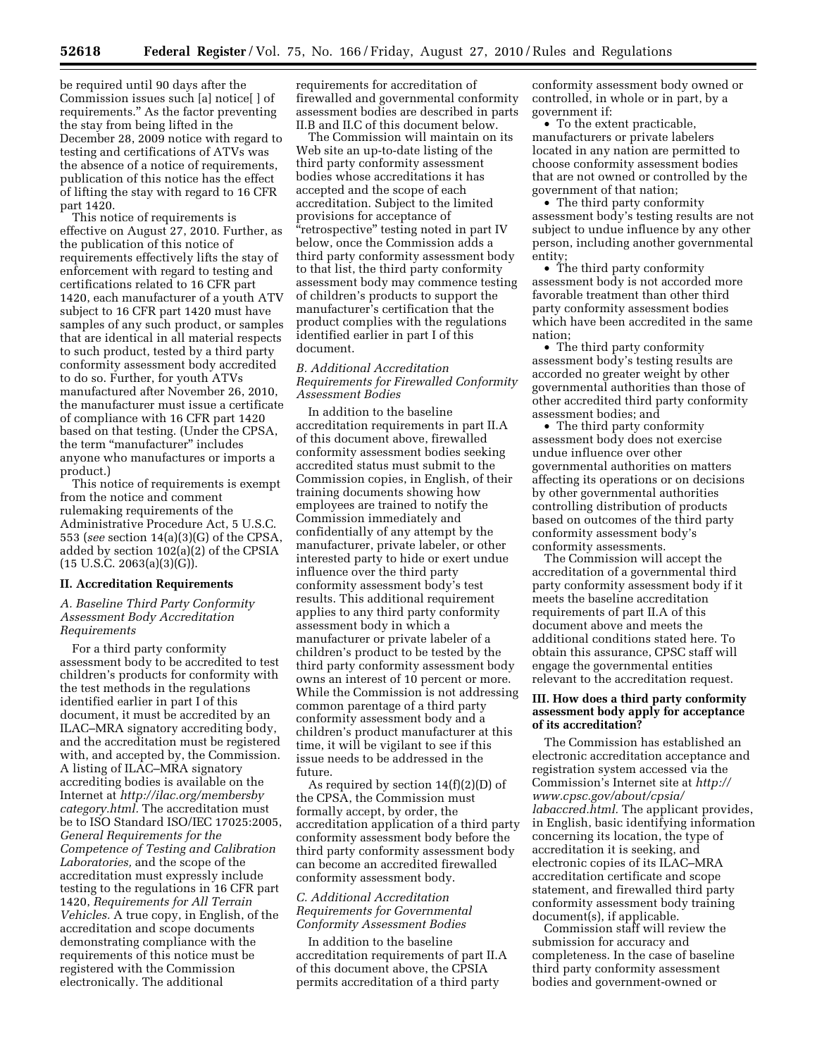be required until 90 days after the Commission issues such [a] notice[ ] of requirements." As the factor preventing the stay from being lifted in the December 28, 2009 notice with regard to testing and certifications of ATVs was the absence of a notice of requirements, publication of this notice has the effect of lifting the stay with regard to 16 CFR part 1420.

This notice of requirements is effective on August 27, 2010. Further, as the publication of this notice of requirements effectively lifts the stay of enforcement with regard to testing and certifications related to 16 CFR part 1420, each manufacturer of a youth ATV subject to 16 CFR part 1420 must have samples of any such product, or samples that are identical in all material respects to such product, tested by a third party conformity assessment body accredited to do so. Further, for youth ATVs manufactured after November 26, 2010, the manufacturer must issue a certificate of compliance with 16 CFR part 1420 based on that testing. (Under the CPSA, the term "manufacturer" includes anyone who manufactures or imports a product.)

This notice of requirements is exempt from the notice and comment rulemaking requirements of the Administrative Procedure Act, 5 U.S.C. 553 (*see* section 14(a)(3)(G) of the CPSA, added by section 102(a)(2) of the CPSIA (15 U.S.C. 2063(a)(3)(G)).

## II. Accreditation Requirements

### *A. Baseline Third Party Conformity Assessment Body Accreditation Requirements*

For a third party conformity assessment body to be accredited to test children's products for conformity with the test methods in the regulations identified earlier in part I of this document, it must be accredited by an ILAC–MRA signatory accrediting body, and the accreditation must be registered with, and accepted by, the Commission. A listing of ILAC–MRA signatory accrediting bodies is available on the Internet at *http://ilac.org/membersbycategory.html.* The accreditation must be to ISO Standard ISO/IEC 17025:2005, *General Requirements for the Competence of Testing and Calibration Laboratories,* and the scope of the accreditation must expressly include testing to the regulations in 16 CFR part 1420, *Requirements for All Terrain Vehicles.* A true copy, in English, of the accreditation and scope documents demonstrating compliance with the requirements of this notice must be registered with the Commission electronically. The additional requirements for accreditation of firewalled and governmental conformity assessment bodies are described in parts II.B and II.C of this document below.

The Commission will maintain on its Web site an up-to-date listing of the third party conformity assessment bodies whose accreditations it has accepted and the scope of each accreditation. Subject to the limited provisions for acceptance of "retrospective" testing noted in part IV below, once the Commission adds a third party conformity assessment body to that list, the third party conformity assessment body may commence testing of children's products to support the manufacturer's certification that the product complies with the regulations identified earlier in part I of this document.

### *B. Additional Accreditation Requirements for Firewalled Conformity Assessment Bodies*

In addition to the baseline accreditation requirements in part II.A of this document above, firewalled conformity assessment bodies seeking accredited status must submit to the Commission copies, in English, of their training documents showing how employees are trained to notify the Commission immediately and confidentially of any attempt by the manufacturer, private labeler, or other interested party to hide or exert undue influence over the third party conformity assessment body's test results. This additional requirement applies to any third party conformity assessment body in which a manufacturer or private labeler of a children's product to be tested by the third party conformity assessment body owns an interest of 10 percent or more. While the Commission is not addressing common parentage of a third party conformity assessment body and a children's product manufacturer at this time, it will be vigilant to see if this issue needs to be addressed in the future.

As required by section 14(f)(2)(D) of the CPSA, the Commission must formally accept, by order, the accreditation application of a third party conformity assessment body before the third party conformity assessment body can become an accredited firewalled conformity assessment body.

### *C. Additional Accreditation Requirements for Governmental Conformity Assessment Bodies*

In addition to the baseline accreditation requirements of part II.A of this document above, the CPSIA permits accreditation of a third party conformity assessment body owned or controlled, in whole or in part, by a government if:

- To the extent practicable, manufacturers or private labelers located in any nation are permitted to choose conformity assessment bodies that are not owned or controlled by the government of that nation;
- The third party conformity assessment body's testing results are not subject to undue influence by any other person, including another governmental entity;
- The third party conformity assessment body is not accorded more favorable treatment than other third party conformity assessment bodies which have been accredited in the same nation;
- The third party conformity assessment body's testing results are accorded no greater weight by other governmental authorities than those of other accredited third party conformity assessment bodies; and
- The third party conformity assessment body does not exercise undue influence over other governmental authorities on matters affecting its operations or on decisions by other governmental authorities controlling distribution of products based on outcomes of the third party conformity assessment body's conformity assessments.

The Commission will accept the accreditation of a governmental third party conformity assessment body if it meets the baseline accreditation requirements of part II.A of this document above and meets the additional conditions stated here. To obtain this assurance, CPSC staff will engage the governmental entities relevant to the accreditation request.

## III. How does a third party conformity assessment body apply for acceptance of its accreditation?

The Commission has established an electronic accreditation acceptance and registration system accessed via the Commission's Internet site at *http://www.cpsc.gov/about/cpsia/labaccred.html.* The applicant provides, in English, basic identifying information concerning its location, the type of accreditation it is seeking, and electronic copies of its ILAC–MRA accreditation certificate and scope statement, and firewalled third party conformity assessment body training document(s), if applicable.

Commission staff will review the submission for accuracy and completeness. In the case of baseline third party conformity assessment bodies and government-owned or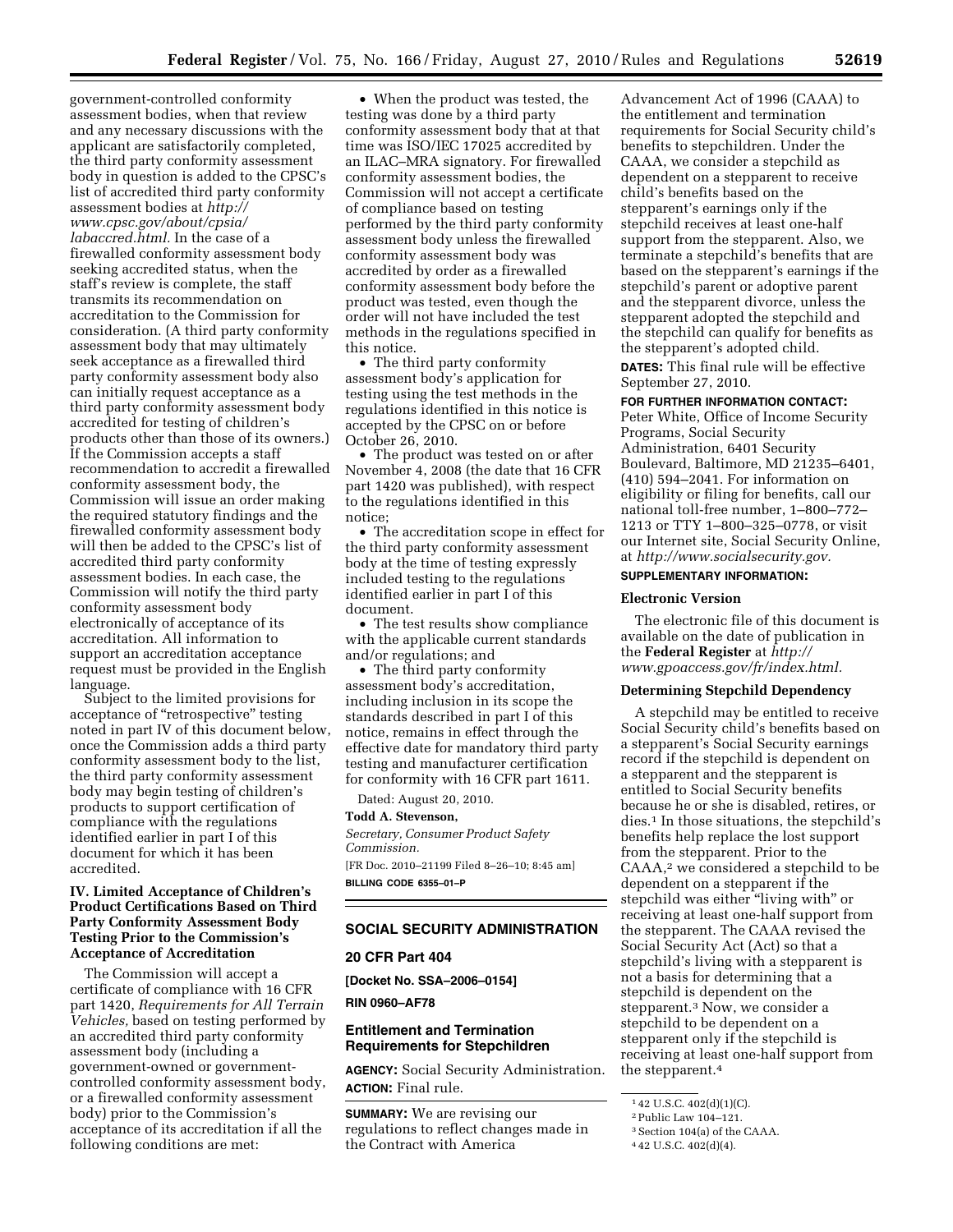government-controlled conformity assessment bodies, when that review and any necessary discussions with the applicant are satisfactorily completed, the third party conformity assessment body in question is added to the CPSC's list of accredited third party conformity assessment bodies at *http://www.cpsc.gov/about/cpsia/labaccred.html.* In the case of a firewalled conformity assessment body seeking accredited status, when the staff's review is complete, the staff transmits its recommendation on accreditation to the Commission for consideration. (A third party conformity assessment body that may ultimately seek acceptance as a firewalled third party conformity assessment body also can initially request acceptance as a third party conformity assessment body accredited for testing of children's products other than those of its owners.) If the Commission accepts a staff recommendation to accredit a firewalled conformity assessment body, the Commission will issue an order making the required statutory findings and the firewalled conformity assessment body will then be added to the CPSC's list of accredited third party conformity assessment bodies. In each case, the Commission will notify the third party conformity assessment body electronically of acceptance of its accreditation. All information to support an accreditation acceptance request must be provided in the English language.

Subject to the limited provisions for acceptance of "retrospective" testing noted in part IV of this document below, once the Commission adds a third party conformity assessment body to the list, the third party conformity assessment body may begin testing of children's products to support certification of compliance with the regulations identified earlier in part I of this document for which it has been accredited.

### IV. Limited Acceptance of Children's Product Certifications Based on Third Party Conformity Assessment Body Testing Prior to the Commission's Acceptance of Accreditation

The Commission will accept a certificate of compliance with 16 CFR part 1420, *Requirements for All Terrain Vehicles,* based on testing performed by an accredited third party conformity assessment body (including a government-owned or government-controlled conformity assessment body, or a firewalled conformity assessment body) prior to the Commission's acceptance of its accreditation if all the following conditions are met:

- When the product was tested, the testing was done by a third party conformity assessment body that at that time was ISO/IEC 17025 accredited by an ILAC–MRA signatory. For firewalled conformity assessment bodies, the Commission will not accept a certificate of compliance based on testing performed by the third party conformity assessment body unless the firewalled conformity assessment body was accredited by order as a firewalled conformity assessment body before the product was tested, even though the order will not have included the test methods in the regulations specified in this notice.
- The third party conformity assessment body's application for testing using the test methods in the regulations identified in this notice is accepted by the CPSC on or before October 26, 2010.
- The product was tested on or after November 4, 2008 (the date that 16 CFR part 1420 was published), with respect to the regulations identified in this notice;
- The accreditation scope in effect for the third party conformity assessment body at the time of testing expressly included testing to the regulations identified earlier in part I of this document.
- The test results show compliance with the applicable current standards and/or regulations; and
- The third party conformity assessment body's accreditation, including inclusion in its scope the standards described in part I of this notice, remains in effect through the effective date for mandatory third party testing and manufacturer certification for conformity with 16 CFR part 1611.

Dated: August 20, 2010.

**Todd A. Stevenson,**

*Secretary, Consumer Product Safety Commission.*

[FR Doc. 2010–21199 Filed 8–26–10; 8:45 am]

**BILLING CODE 6355–01–P**

## SOCIAL SECURITY ADMINISTRATION

**20 CFR Part 404**

**[Docket No. SSA–2006–0154]**

**RIN 0960–AF78**

## Entitlement and Termination Requirements for Stepchildren

**AGENCY:** Social Security Administration.

**ACTION:** Final rule.

**SUMMARY:** We are revising our regulations to reflect changes made in the Contract with America Advancement Act of 1996 (CAAA) to the entitlement and termination requirements for Social Security child's benefits to stepchildren. Under the CAAA, we consider a stepchild as dependent on a stepparent to receive child's benefits based on the stepparent's earnings only if the stepchild receives at least one-half support from the stepparent. Also, we terminate a stepchild's benefits that are based on the stepparent's earnings if the stepchild's parent or adoptive parent and the stepparent divorce, unless the stepparent adopted the stepchild and the stepchild can qualify for benefits as the stepparent's adopted child.

**DATES:** This final rule will be effective September 27, 2010.

**FOR FURTHER INFORMATION CONTACT:** Peter White, Office of Income Security Programs, Social Security Administration, 6401 Security Boulevard, Baltimore, MD 21235–6401, (410) 594–2041. For information on eligibility or filing for benefits, call our national toll-free number, 1–800–772–1213 or TTY 1–800–325–0778, or visit our Internet site, Social Security Online, at *http://www.socialsecurity.gov.*

**SUPPLEMENTARY INFORMATION:**

### Electronic Version

The electronic file of this document is available on the date of publication in the **Federal Register** at *http://www.gpoaccess.gov/fr/index.html.*

### Determining Stepchild Dependency

A stepchild may be entitled to receive Social Security child's benefits based on a stepparent's Social Security earnings record if the stepchild is dependent on a stepparent and the stepparent is entitled to Social Security benefits because he or she is disabled, retires, or dies.[1] In those situations, the stepchild's benefits help replace the lost support from the stepparent. Prior to the CAAA,[2] we considered a stepchild to be dependent on a stepparent if the stepchild was either "living with" or receiving at least one-half support from the stepparent. The CAAA revised the Social Security Act (Act) so that a stepchild's living with a stepparent is not a basis for determining that a stepchild is dependent on the stepparent.[3] Now, we consider a stepchild to be dependent on a stepparent only if the stepchild is receiving at least one-half support from the stepparent.[4]

[1] 42 U.S.C. 402(d)(1)(C).

[2] Public Law 104–121.

[3] Section 104(a) of the CAAA.

[4] 42 U.S.C. 402(d)(4).